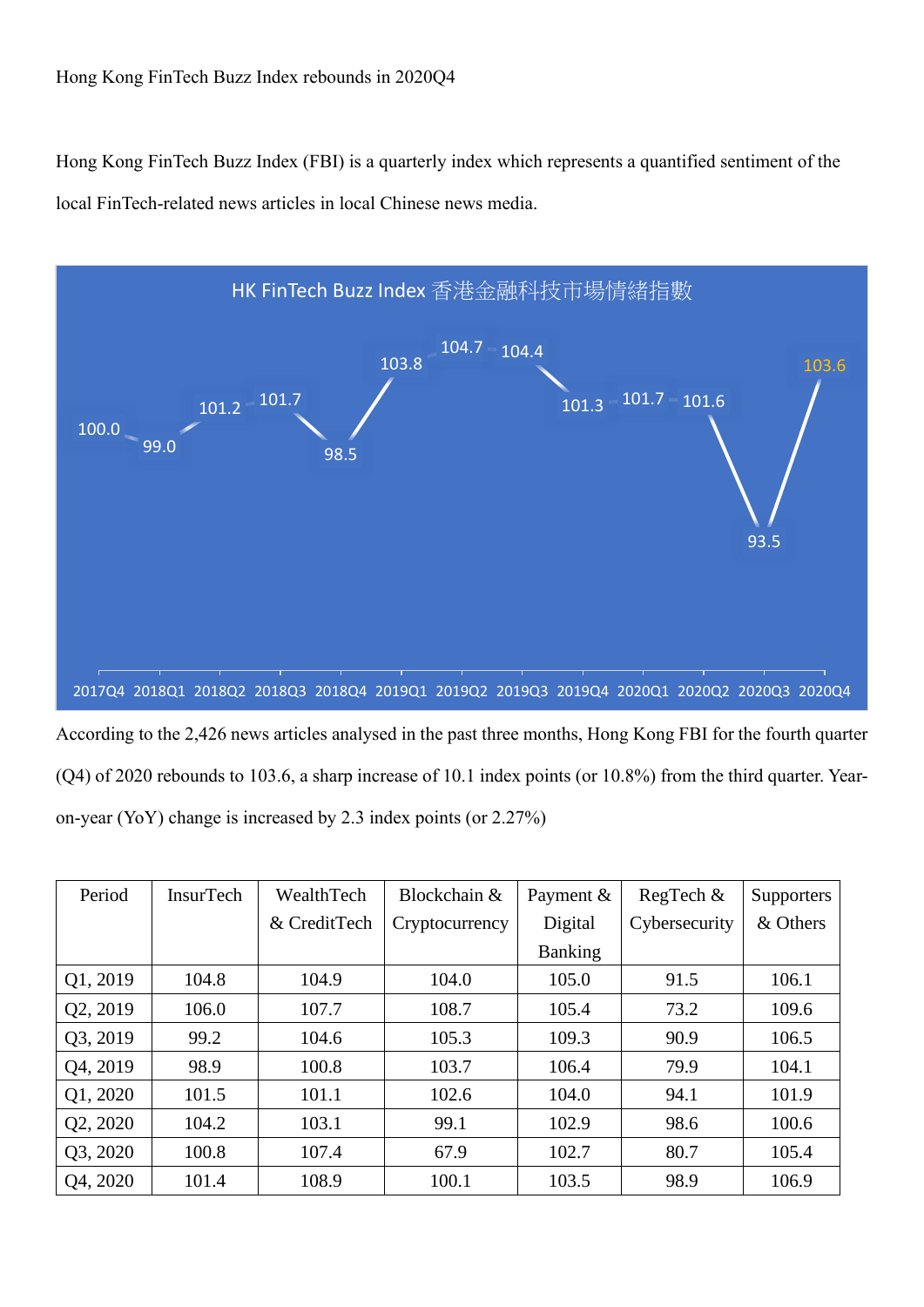Hong Kong FinTech Buzz Index rebounds in 2020Q4

Hong Kong FinTech Buzz Index (FBI) is a quarterly index which represents a quantified sentiment of the local FinTech-related news articles in local Chinese news media.

According to the 2,426 news articles analysed in the past three months, Hong Kong FBI for the fourth quarter (Q4) of 2020 rebounds to 103.6, a sharp increase of 10.1 index points (or 10.8%) from the third quarter. Year-on-year (YoY) change is increased by 2.3 index points (or 2.27%)

| Period | InsurTech | WealthTech & CreditTech | Blockchain & Cryptocurrency | Payment & Digital Banking | RegTech & Cybersecurity | Supporters & Others |
|---|---|---|---|---|---|---|
| Q1, 2019 | 104.8 | 104.9 | 104.0 | 105.0 | 91.5 | 106.1 |
| Q2, 2019 | 106.0 | 107.7 | 108.7 | 105.4 | 73.2 | 109.6 |
| Q3, 2019 | 99.2 | 104.6 | 105.3 | 109.3 | 90.9 | 106.5 |
| Q4, 2019 | 98.9 | 100.8 | 103.7 | 106.4 | 79.9 | 104.1 |
| Q1, 2020 | 101.5 | 101.1 | 102.6 | 104.0 | 94.1 | 101.9 |
| Q2, 2020 | 104.2 | 103.1 | 99.1 | 102.9 | 98.6 | 100.6 |
| Q3, 2020 | 100.8 | 107.4 | 67.9 | 102.7 | 80.7 | 105.4 |
| Q4, 2020 | 101.4 | 108.9 | 100.1 | 103.5 | 98.9 | 106.9 |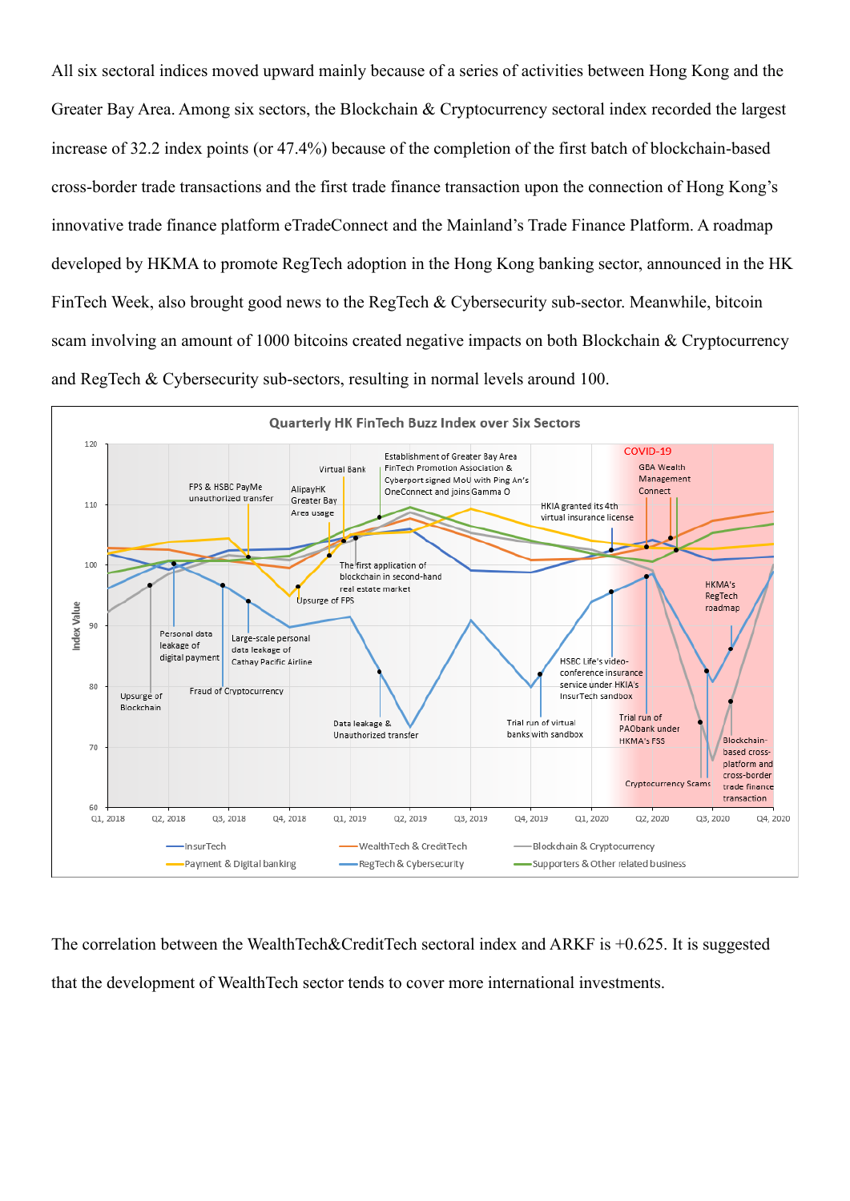All six sectoral indices moved upward mainly because of a series of activities between Hong Kong and the Greater Bay Area. Among six sectors, the Blockchain & Cryptocurrency sectoral index recorded the largest increase of 32.2 index points (or 47.4%) because of the completion of the first batch of blockchain-based cross-border trade transactions and the first trade finance transaction upon the connection of Hong Kong's innovative trade finance platform eTradeConnect and the Mainland's Trade Finance Platform. A roadmap developed by HKMA to promote RegTech adoption in the Hong Kong banking sector, announced in the HK FinTech Week, also brought good news to the RegTech & Cybersecurity sub-sector. Meanwhile, bitcoin scam involving an amount of 1000 bitcoins created negative impacts on both Blockchain & Cryptocurrency and RegTech & Cybersecurity sub-sectors, resulting in normal levels around 100.

**Quarterly HK FinTech Buzz Index over Six Sectors**

The correlation between the WealthTech&CreditTech sectoral index and ARKF is +0.625. It is suggested that the development of WealthTech sector tends to cover more international investments.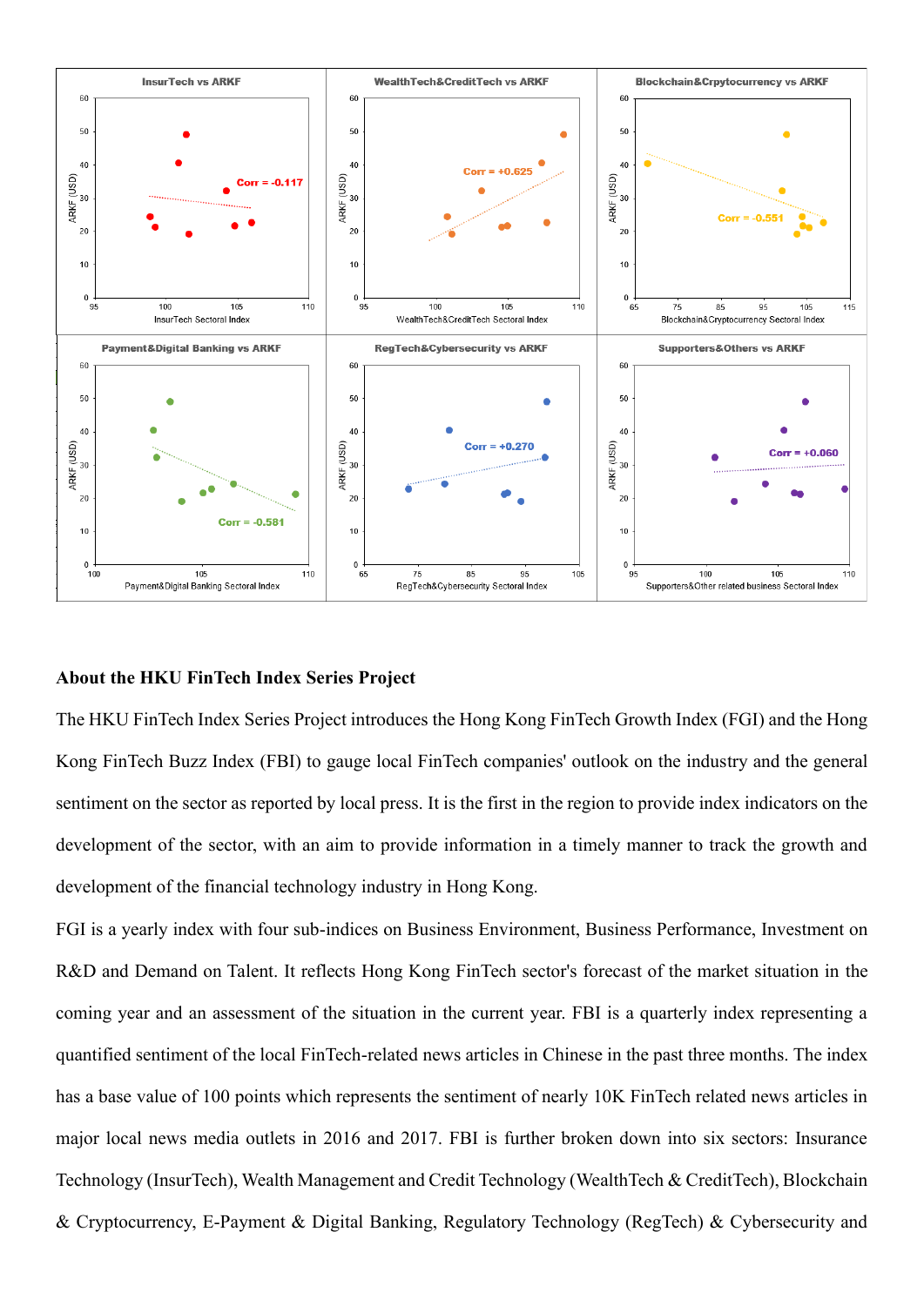**About the HKU FinTech Index Series Project**

The HKU FinTech Index Series Project introduces the Hong Kong FinTech Growth Index (FGI) and the Hong Kong FinTech Buzz Index (FBI) to gauge local FinTech companies' outlook on the industry and the general sentiment on the sector as reported by local press. It is the first in the region to provide index indicators on the development of the sector, with an aim to provide information in a timely manner to track the growth and development of the financial technology industry in Hong Kong.

FGI is a yearly index with four sub-indices on Business Environment, Business Performance, Investment on R&D and Demand on Talent. It reflects Hong Kong FinTech sector's forecast of the market situation in the coming year and an assessment of the situation in the current year. FBI is a quarterly index representing a quantified sentiment of the local FinTech-related news articles in Chinese in the past three months. The index has a base value of 100 points which represents the sentiment of nearly 10K FinTech related news articles in major local news media outlets in 2016 and 2017. FBI is further broken down into six sectors: Insurance Technology (InsurTech), Wealth Management and Credit Technology (WealthTech & CreditTech), Blockchain & Cryptocurrency, E-Payment & Digital Banking, Regulatory Technology (RegTech) & Cybersecurity and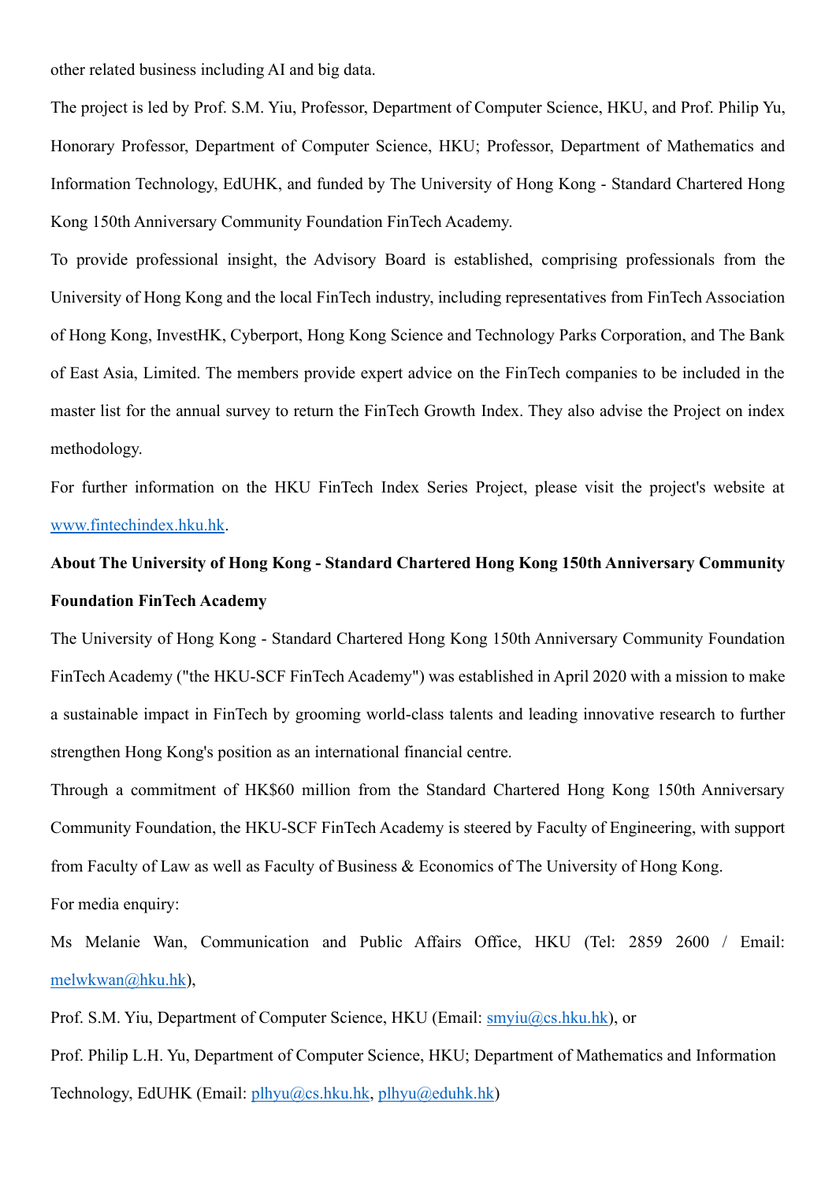other related business including AI and big data.

The project is led by Prof. S.M. Yiu, Professor, Department of Computer Science, HKU, and Prof. Philip Yu, Honorary Professor, Department of Computer Science, HKU; Professor, Department of Mathematics and Information Technology, EdUHK, and funded by The University of Hong Kong - Standard Chartered Hong Kong 150th Anniversary Community Foundation FinTech Academy.

To provide professional insight, the Advisory Board is established, comprising professionals from the University of Hong Kong and the local FinTech industry, including representatives from FinTech Association of Hong Kong, InvestHK, Cyberport, Hong Kong Science and Technology Parks Corporation, and The Bank of East Asia, Limited. The members provide expert advice on the FinTech companies to be included in the master list for the annual survey to return the FinTech Growth Index. They also advise the Project on index methodology.

For further information on the HKU FinTech Index Series Project, please visit the project's website at [www.fintechindex.hku.hk](www.fintechindex.hku.hk).

**About The University of Hong Kong - Standard Chartered Hong Kong 150th Anniversary Community Foundation FinTech Academy**

The University of Hong Kong - Standard Chartered Hong Kong 150th Anniversary Community Foundation FinTech Academy ("the HKU-SCF FinTech Academy") was established in April 2020 with a mission to make a sustainable impact in FinTech by grooming world-class talents and leading innovative research to further strengthen Hong Kong's position as an international financial centre.

Through a commitment of HK$60 million from the Standard Chartered Hong Kong 150th Anniversary Community Foundation, the HKU-SCF FinTech Academy is steered by Faculty of Engineering, with support from Faculty of Law as well as Faculty of Business & Economics of The University of Hong Kong.

For media enquiry:

Ms Melanie Wan, Communication and Public Affairs Office, HKU (Tel: 2859 2600 / Email: [melwkwan@hku.hk](mailto:melwkwan@hku.hk)),

Prof. S.M. Yiu, Department of Computer Science, HKU (Email: [smyiu@cs.hku.hk](mailto:smyiu@cs.hku.hk)), or

Prof. Philip L.H. Yu, Department of Computer Science, HKU; Department of Mathematics and Information Technology, EdUHK (Email: [plhyu@cs.hku.hk](mailto:plhyu@cs.hku.hk), [plhyu@eduhk.hk](mailto:plhyu@eduhk.hk))